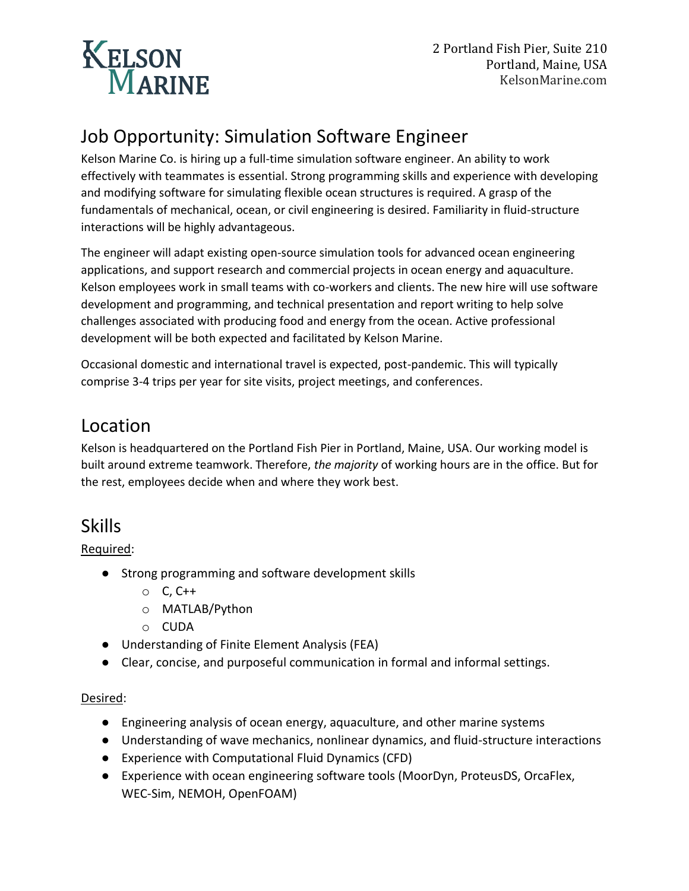KELSON MARINE

2 Portland Fish Pier, Suite 210
Portland, Maine, USA
KelsonMarine.com

# Job Opportunity: Simulation Software Engineer

Kelson Marine Co. is hiring up a full-time simulation software engineer. An ability to work effectively with teammates is essential. Strong programming skills and experience with developing and modifying software for simulating flexible ocean structures is required. A grasp of the fundamentals of mechanical, ocean, or civil engineering is desired. Familiarity in fluid-structure interactions will be highly advantageous.

The engineer will adapt existing open-source simulation tools for advanced ocean engineering applications, and support research and commercial projects in ocean energy and aquaculture. Kelson employees work in small teams with co-workers and clients. The new hire will use software development and programming, and technical presentation and report writing to help solve challenges associated with producing food and energy from the ocean. Active professional development will be both expected and facilitated by Kelson Marine.

Occasional domestic and international travel is expected, post-pandemic. This will typically comprise 3-4 trips per year for site visits, project meetings, and conferences.

## Location

Kelson is headquartered on the Portland Fish Pier in Portland, Maine, USA. Our working model is built around extreme teamwork. Therefore, *the majority* of working hours are in the office. But for the rest, employees decide when and where they work best.

## Skills

Required:

- Strong programming and software development skills
  - C, C++
  - MATLAB/Python
  - CUDA
- Understanding of Finite Element Analysis (FEA)
- Clear, concise, and purposeful communication in formal and informal settings.

Desired:

- Engineering analysis of ocean energy, aquaculture, and other marine systems
- Understanding of wave mechanics, nonlinear dynamics, and fluid-structure interactions
- Experience with Computational Fluid Dynamics (CFD)
- Experience with ocean engineering software tools (MoorDyn, ProteusDS, OrcaFlex, WEC-Sim, NEMOH, OpenFOAM)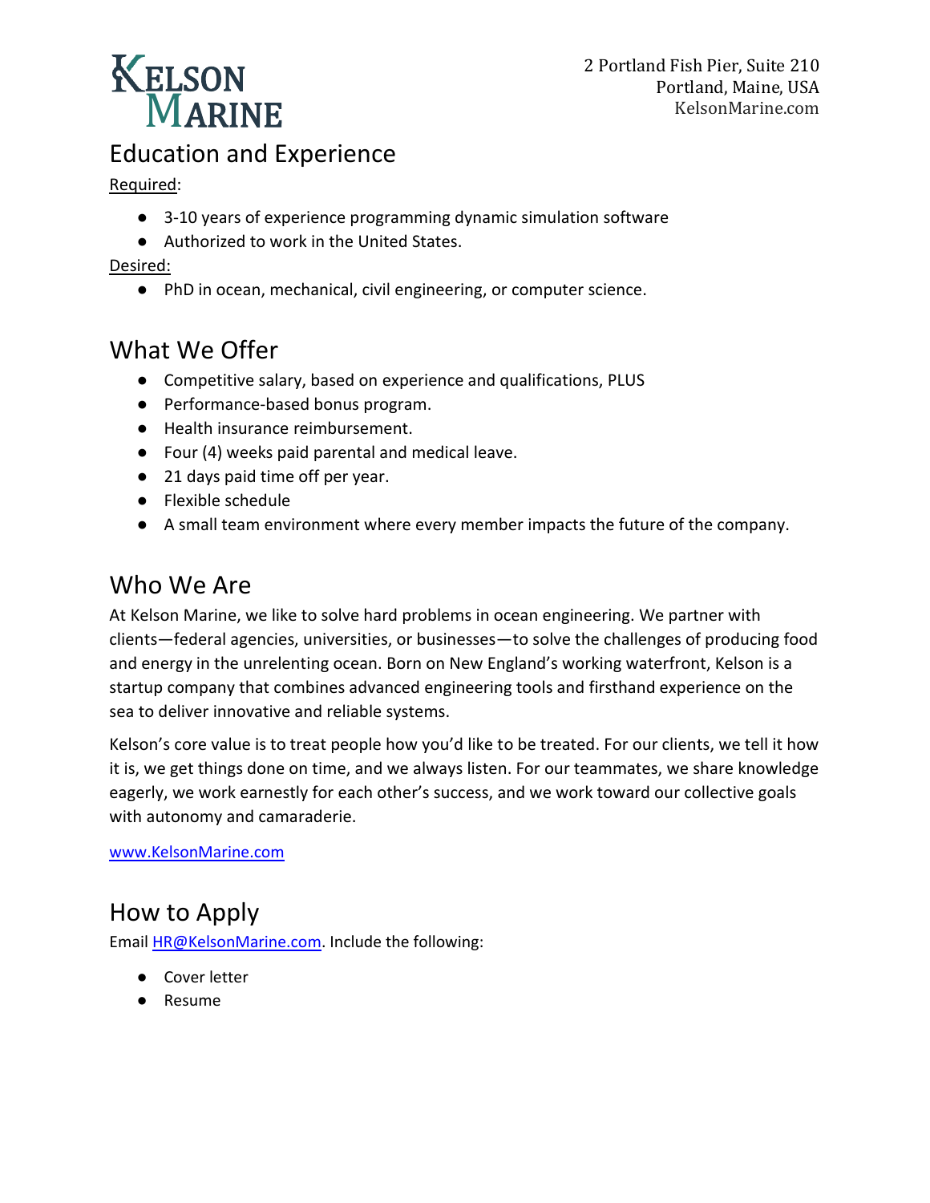## Education and Experience

Required:

- 3-10 years of experience programming dynamic simulation software
- Authorized to work in the United States.

Desired:

- PhD in ocean, mechanical, civil engineering, or computer science.

## What We Offer

- Competitive salary, based on experience and qualifications, PLUS
- Performance-based bonus program.
- Health insurance reimbursement.
- Four (4) weeks paid parental and medical leave.
- 21 days paid time off per year.
- Flexible schedule
- A small team environment where every member impacts the future of the company.

## Who We Are

At Kelson Marine, we like to solve hard problems in ocean engineering. We partner with clients—federal agencies, universities, or businesses—to solve the challenges of producing food and energy in the unrelenting ocean. Born on New England's working waterfront, Kelson is a startup company that combines advanced engineering tools and firsthand experience on the sea to deliver innovative and reliable systems.

Kelson's core value is to treat people how you'd like to be treated. For our clients, we tell it how it is, we get things done on time, and we always listen. For our teammates, we share knowledge eagerly, we work earnestly for each other's success, and we work toward our collective goals with autonomy and camaraderie.

[www.KelsonMarine.com](http://www.KelsonMarine.com)

## How to Apply

Email [HR@KelsonMarine.com](mailto:HR@KelsonMarine.com). Include the following:

- Cover letter
- Resume